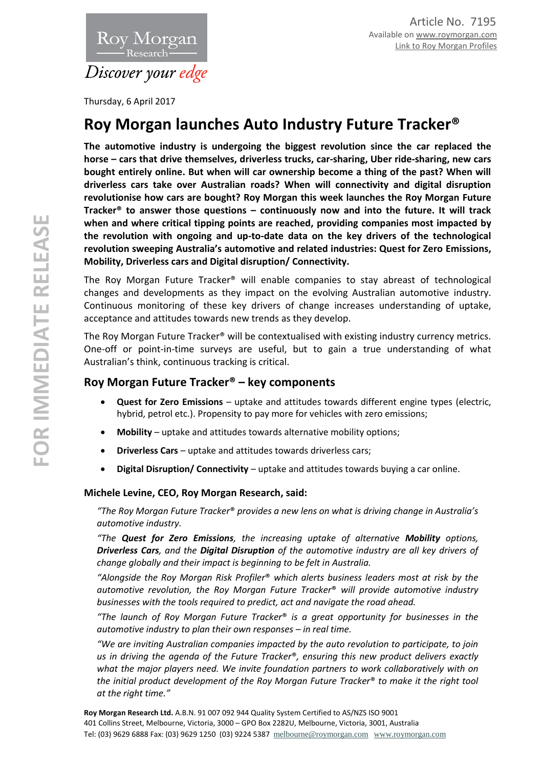Article No. 7195
Available on www.roymorgan.com
Link to Roy Morgan Profiles

Thursday, 6 April 2017

# Roy Morgan launches Auto Industry Future Tracker®

**The automotive industry is undergoing the biggest revolution since the car replaced the horse – cars that drive themselves, driverless trucks, car-sharing, Uber ride-sharing, new cars bought entirely online. But when will car ownership become a thing of the past? When will driverless cars take over Australian roads? When will connectivity and digital disruption revolutionise how cars are bought? Roy Morgan this week launches the Roy Morgan Future Tracker® to answer those questions – continuously now and into the future. It will track when and where critical tipping points are reached, providing companies most impacted by the revolution with ongoing and up-to-date data on the key drivers of the technological revolution sweeping Australia's automotive and related industries: Quest for Zero Emissions, Mobility, Driverless cars and Digital disruption/ Connectivity.**

The Roy Morgan Future Tracker® will enable companies to stay abreast of technological changes and developments as they impact on the evolving Australian automotive industry. Continuous monitoring of these key drivers of change increases understanding of uptake, acceptance and attitudes towards new trends as they develop.

The Roy Morgan Future Tracker® will be contextualised with existing industry currency metrics. One-off or point-in-time surveys are useful, but to gain a true understanding of what Australian's think, continuous tracking is critical.

## Roy Morgan Future Tracker® – key components

- **Quest for Zero Emissions** – uptake and attitudes towards different engine types (electric, hybrid, petrol etc.). Propensity to pay more for vehicles with zero emissions;
- **Mobility** – uptake and attitudes towards alternative mobility options;
- **Driverless Cars** – uptake and attitudes towards driverless cars;
- **Digital Disruption/ Connectivity** – uptake and attitudes towards buying a car online.

### Michele Levine, CEO, Roy Morgan Research, said:

*"The Roy Morgan Future Tracker® provides a new lens on what is driving change in Australia's automotive industry.*

*"The* ***Quest for Zero Emissions****, the increasing uptake of alternative* ***Mobility*** *options,* ***Driverless Cars****, and the* ***Digital Disruption*** *of the automotive industry are all key drivers of change globally and their impact is beginning to be felt in Australia.*

*"Alongside the Roy Morgan Risk Profiler® which alerts business leaders most at risk by the automotive revolution, the Roy Morgan Future Tracker® will provide automotive industry businesses with the tools required to predict, act and navigate the road ahead.*

*"The launch of Roy Morgan Future Tracker® is a great opportunity for businesses in the automotive industry to plan their own responses – in real time.*

*"We are inviting Australian companies impacted by the auto revolution to participate, to join us in driving the agenda of the Future Tracker®, ensuring this new product delivers exactly what the major players need. We invite foundation partners to work collaboratively with on the initial product development of the Roy Morgan Future Tracker® to make it the right tool at the right time."*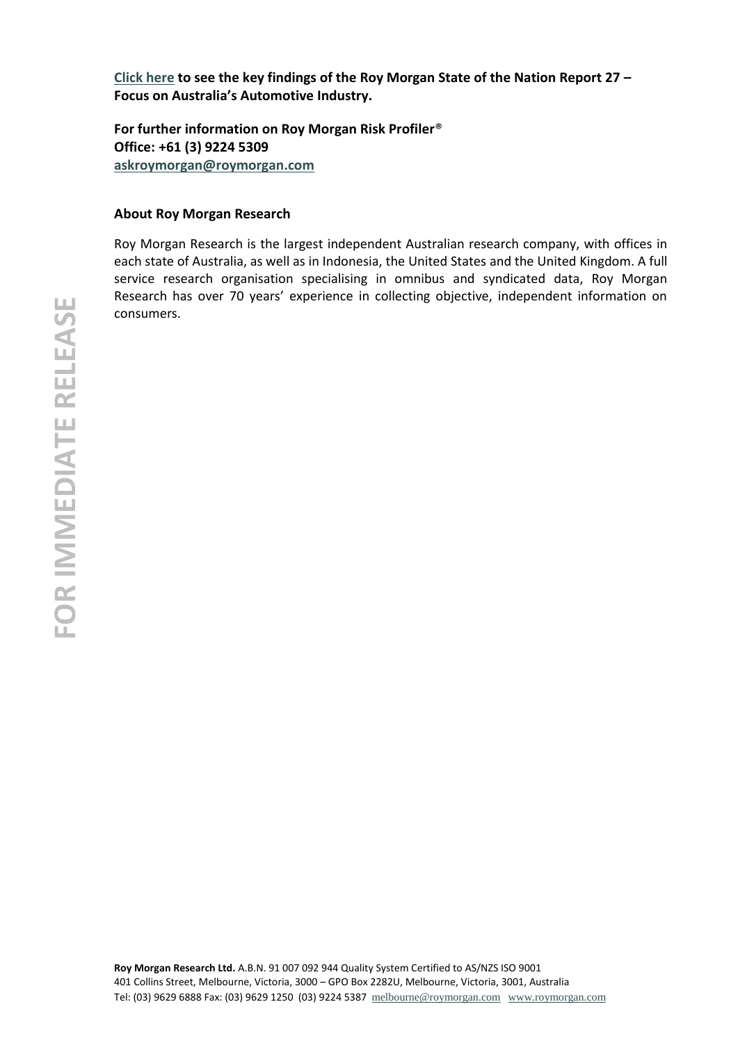**Click here to see the key findings of the Roy Morgan State of the Nation Report 27 – Focus on Australia's Automotive Industry.**

**For further information on Roy Morgan Risk Profiler®**
**Office: +61 (3) 9224 5309**
**askroymorgan@roymorgan.com**

### About Roy Morgan Research

Roy Morgan Research is the largest independent Australian research company, with offices in each state of Australia, as well as in Indonesia, the United States and the United Kingdom. A full service research organisation specialising in omnibus and syndicated data, Roy Morgan Research has over 70 years' experience in collecting objective, independent information on consumers.

**Roy Morgan Research Ltd.** A.B.N. 91 007 092 944 Quality System Certified to AS/NZS ISO 9001
401 Collins Street, Melbourne, Victoria, 3000 – GPO Box 2282U, Melbourne, Victoria, 3001, Australia
Tel: (03) 9629 6888 Fax: (03) 9629 1250 (03) 9224 5387 melbourne@roymorgan.com www.roymorgan.com